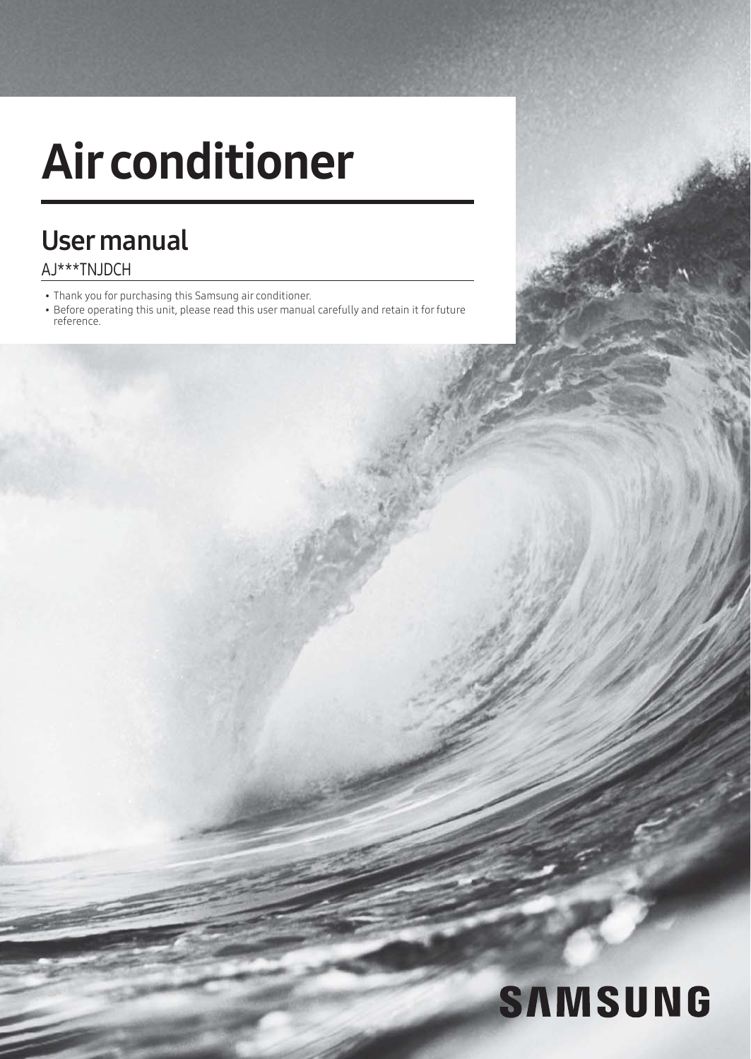# Air conditioner

## User manual

AJ***TNJDCH

- Thank you for purchasing this Samsung air conditioner.
- Before operating this unit, please read this user manual carefully and retain it for future reference.

SAMSUNG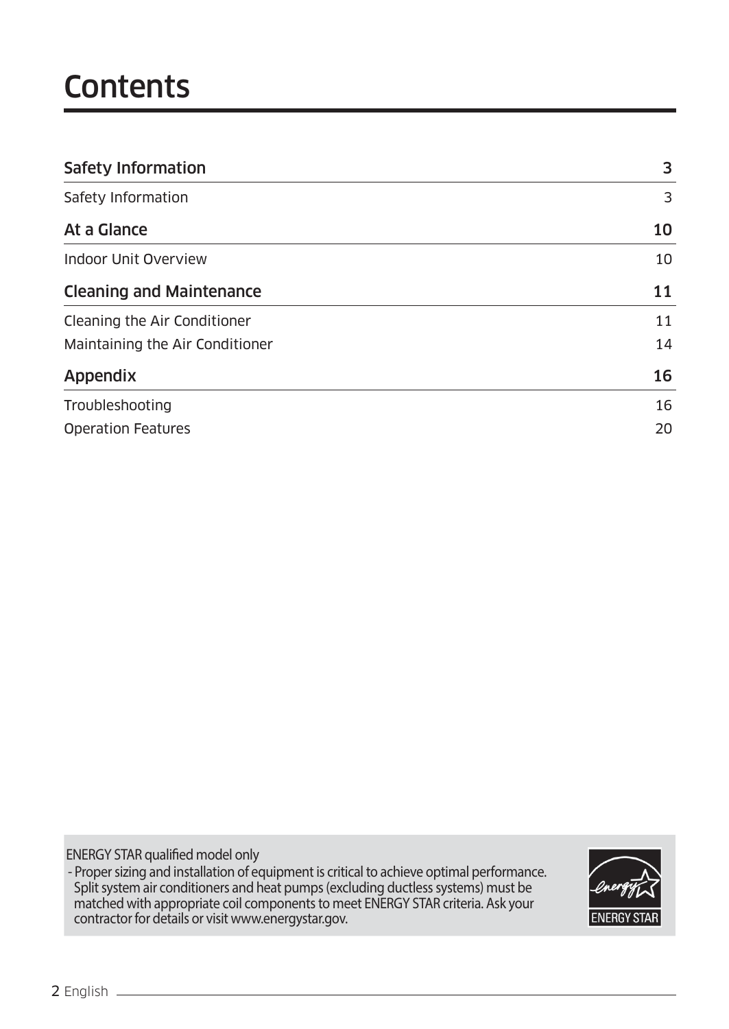# Contents

| | |
|---|---|
| **Safety Information** | **3** |
| Safety Information | 3 |
| **At a Glance** | **10** |
| Indoor Unit Overview | 10 |
| **Cleaning and Maintenance** | **11** |
| Cleaning the Air Conditioner | 11 |
| Maintaining the Air Conditioner | 14 |
| **Appendix** | **16** |
| Troubleshooting | 16 |
| Operation Features | 20 |

ENERGY STAR qualified model only

- Proper sizing and installation of equipment is critical to achieve optimal performance. Split system air conditioners and heat pumps (excluding ductless systems) must be matched with appropriate coil components to meet ENERGY STAR criteria. Ask your contractor for details or visit www.energystar.gov.

ENERGY STAR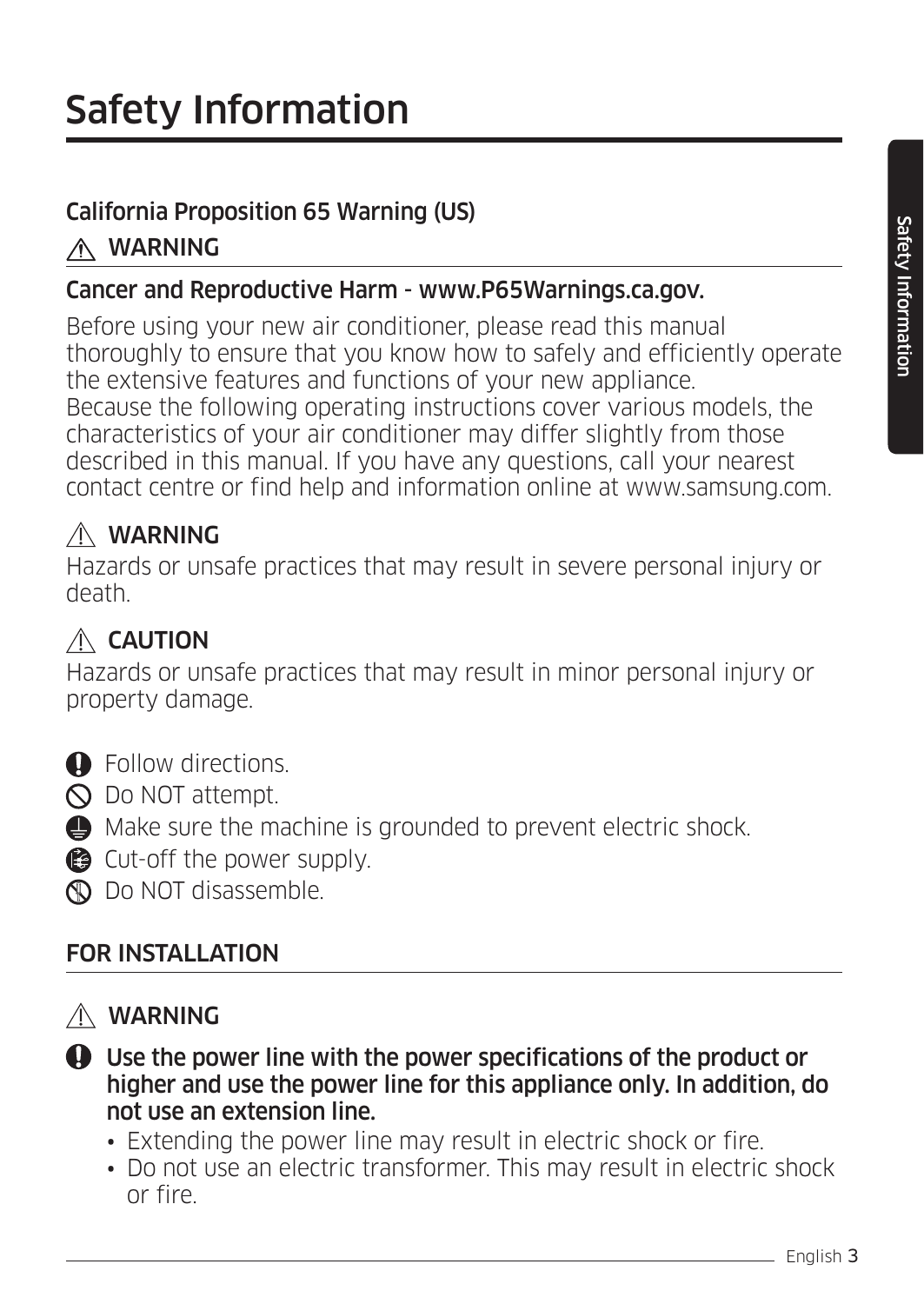# Safety Information

### California Proposition 65 Warning (US)

### ⚠ WARNING

**Cancer and Reproductive Harm - www.P65Warnings.ca.gov.**

Before using your new air conditioner, please read this manual thoroughly to ensure that you know how to safely and efficiently operate the extensive features and functions of your new appliance.
Because the following operating instructions cover various models, the characteristics of your air conditioner may differ slightly from those described in this manual. If you have any questions, call your nearest contact centre or find help and information online at www.samsung.com.

### ⚠ WARNING

Hazards or unsafe practices that may result in severe personal injury or death.

### ⚠ CAUTION

Hazards or unsafe practices that may result in minor personal injury or property damage.

- Follow directions.
- Do NOT attempt.
- Make sure the machine is grounded to prevent electric shock.
- Cut-off the power supply.
- Do NOT disassemble.

## FOR INSTALLATION

### ⚠ WARNING

**Use the power line with the power specifications of the product or higher and use the power line for this appliance only. In addition, do not use an extension line.**

- Extending the power line may result in electric shock or fire.
- Do not use an electric transformer. This may result in electric shock or fire.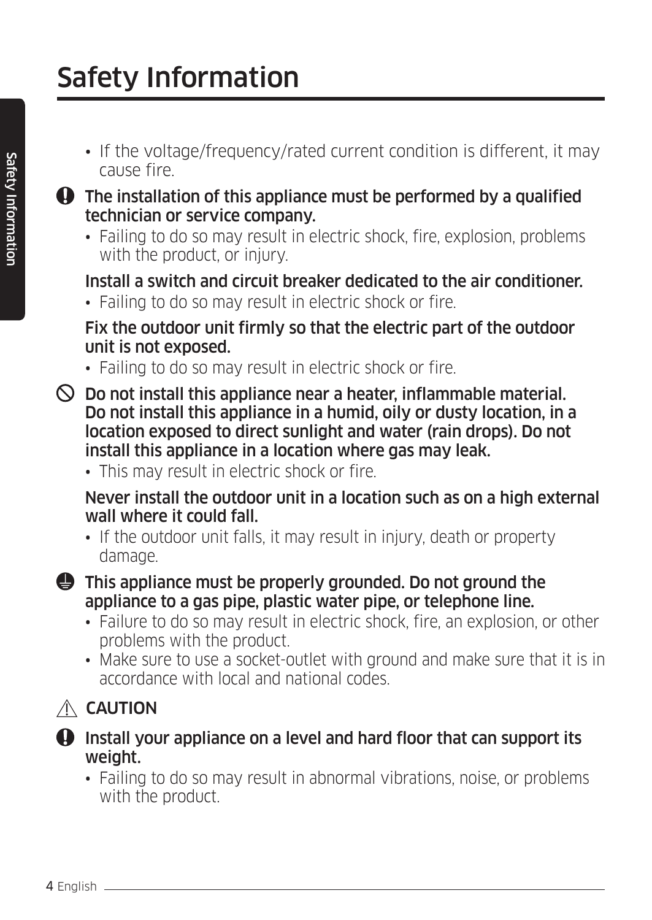# Safety Information

- If the voltage/frequency/rated current condition is different, it may cause fire.

**The installation of this appliance must be performed by a qualified technician or service company.**

- Failing to do so may result in electric shock, fire, explosion, problems with the product, or injury.

**Install a switch and circuit breaker dedicated to the air conditioner.**

- Failing to do so may result in electric shock or fire.

**Fix the outdoor unit firmly so that the electric part of the outdoor unit is not exposed.**

- Failing to do so may result in electric shock or fire.

**Do not install this appliance near a heater, inflammable material. Do not install this appliance in a humid, oily or dusty location, in a location exposed to direct sunlight and water (rain drops). Do not install this appliance in a location where gas may leak.**

- This may result in electric shock or fire.

**Never install the outdoor unit in a location such as on a high external wall where it could fall.**

- If the outdoor unit falls, it may result in injury, death or property damage.

**This appliance must be properly grounded. Do not ground the appliance to a gas pipe, plastic water pipe, or telephone line.**

- Failure to do so may result in electric shock, fire, an explosion, or other problems with the product.
- Make sure to use a socket-outlet with ground and make sure that it is in accordance with local and national codes.

## ⚠ CAUTION

**Install your appliance on a level and hard floor that can support its weight.**

- Failing to do so may result in abnormal vibrations, noise, or problems with the product.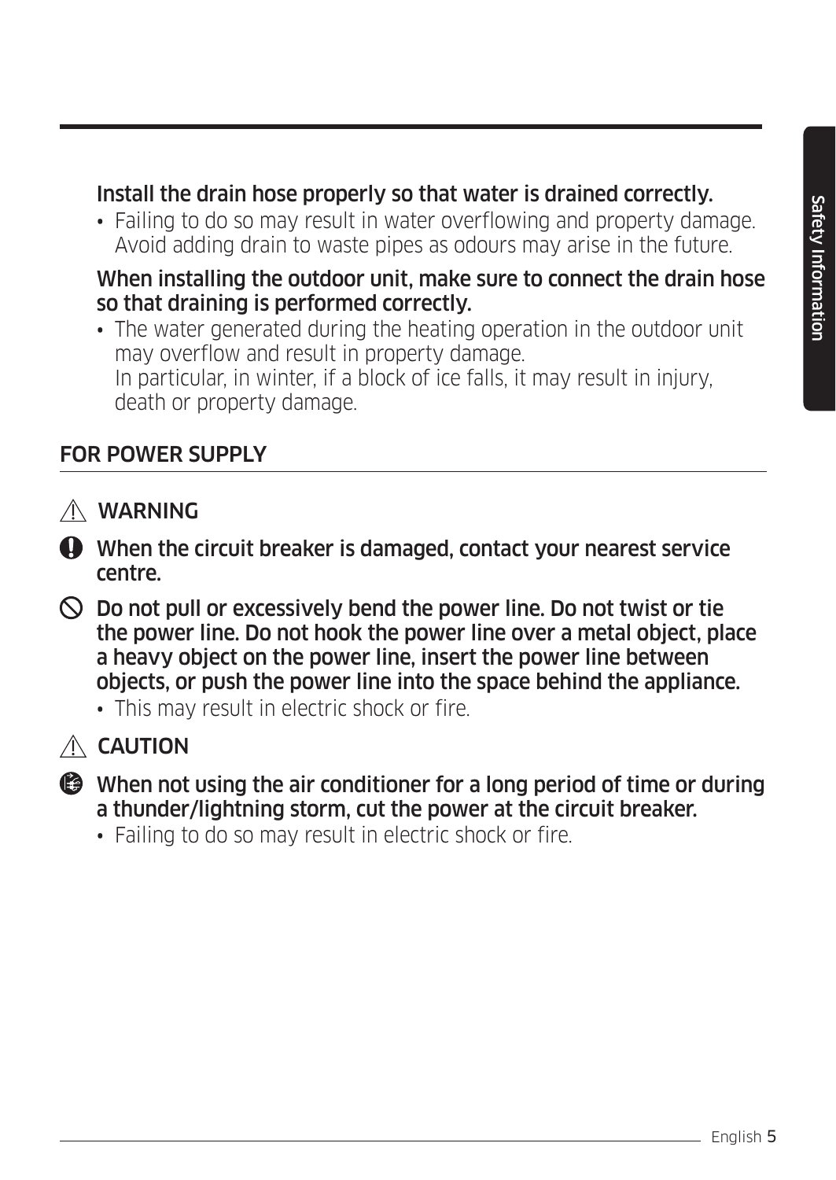**Install the drain hose properly so that water is drained correctly.**

- Failing to do so may result in water overflowing and property damage. Avoid adding drain to waste pipes as odours may arise in the future.

**When installing the outdoor unit, make sure to connect the drain hose so that draining is performed correctly.**

- The water generated during the heating operation in the outdoor unit may overflow and result in property damage.
  In particular, in winter, if a block of ice falls, it may result in injury, death or property damage.

## FOR POWER SUPPLY

### ⚠ WARNING

**When the circuit breaker is damaged, contact your nearest service centre.**

**Do not pull or excessively bend the power line. Do not twist or tie the power line. Do not hook the power line over a metal object, place a heavy object on the power line, insert the power line between objects, or push the power line into the space behind the appliance.**

- This may result in electric shock or fire.

### ⚠ CAUTION

**When not using the air conditioner for a long period of time or during a thunder/lightning storm, cut the power at the circuit breaker.**

- Failing to do so may result in electric shock or fire.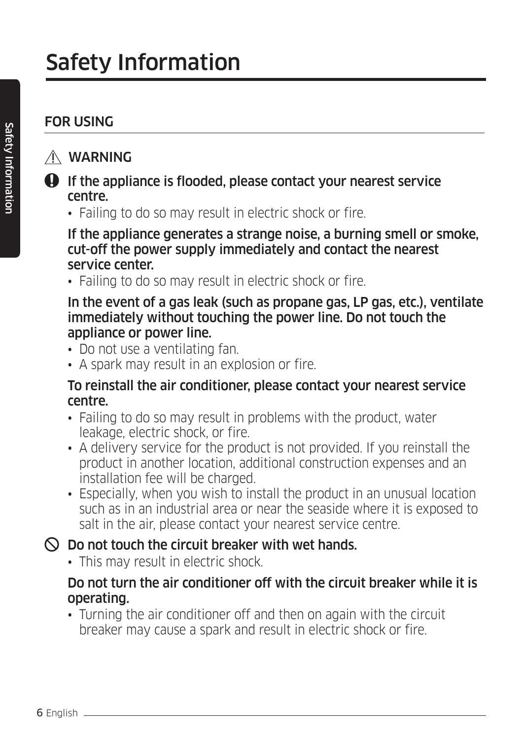# Safety Information

## FOR USING

### ⚠ WARNING

**If the appliance is flooded, please contact your nearest service centre.**

- Failing to do so may result in electric shock or fire.

**If the appliance generates a strange noise, a burning smell or smoke, cut-off the power supply immediately and contact the nearest service center.**

- Failing to do so may result in electric shock or fire.

**In the event of a gas leak (such as propane gas, LP gas, etc.), ventilate immediately without touching the power line. Do not touch the appliance or power line.**

- Do not use a ventilating fan.
- A spark may result in an explosion or fire.

**To reinstall the air conditioner, please contact your nearest service centre.**

- Failing to do so may result in problems with the product, water leakage, electric shock, or fire.
- A delivery service for the product is not provided. If you reinstall the product in another location, additional construction expenses and an installation fee will be charged.
- Especially, when you wish to install the product in an unusual location such as in an industrial area or near the seaside where it is exposed to salt in the air, please contact your nearest service centre.

**Do not touch the circuit breaker with wet hands.**

- This may result in electric shock.

**Do not turn the air conditioner off with the circuit breaker while it is operating.**

- Turning the air conditioner off and then on again with the circuit breaker may cause a spark and result in electric shock or fire.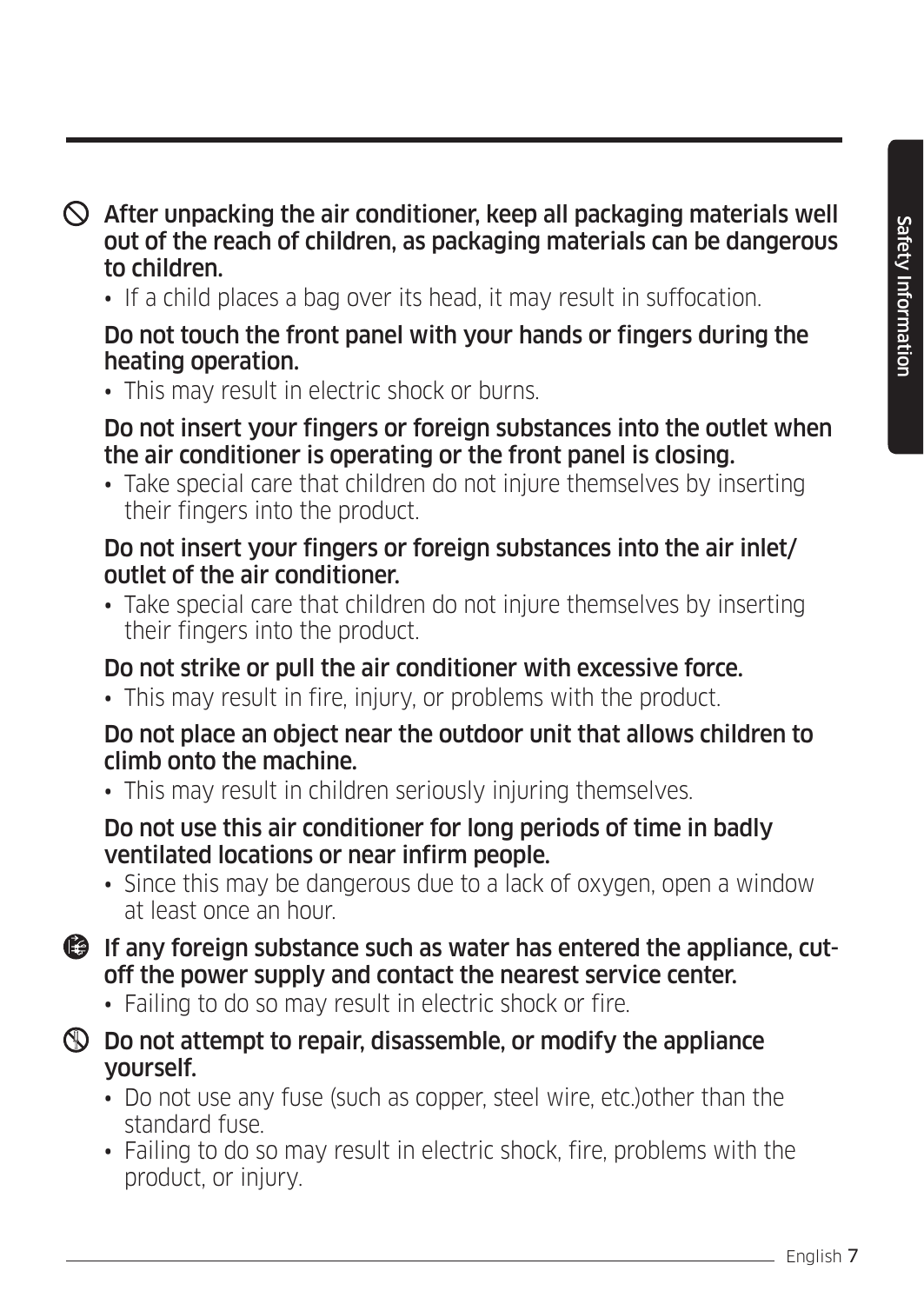**After unpacking the air conditioner, keep all packaging materials well out of the reach of children, as packaging materials can be dangerous to children.**

- If a child places a bag over its head, it may result in suffocation.

**Do not touch the front panel with your hands or fingers during the heating operation.**

- This may result in electric shock or burns.

**Do not insert your fingers or foreign substances into the outlet when the air conditioner is operating or the front panel is closing.**

- Take special care that children do not injure themselves by inserting their fingers into the product.

**Do not insert your fingers or foreign substances into the air inlet/outlet of the air conditioner.**

- Take special care that children do not injure themselves by inserting their fingers into the product.

**Do not strike or pull the air conditioner with excessive force.**

- This may result in fire, injury, or problems with the product.

**Do not place an object near the outdoor unit that allows children to climb onto the machine.**

- This may result in children seriously injuring themselves.

**Do not use this air conditioner for long periods of time in badly ventilated locations or near infirm people.**

- Since this may be dangerous due to a lack of oxygen, open a window at least once an hour.

**If any foreign substance such as water has entered the appliance, cut-off the power supply and contact the nearest service center.**

- Failing to do so may result in electric shock or fire.

**Do not attempt to repair, disassemble, or modify the appliance yourself.**

- Do not use any fuse (such as copper, steel wire, etc.)other than the standard fuse.
- Failing to do so may result in electric shock, fire, problems with the product, or injury.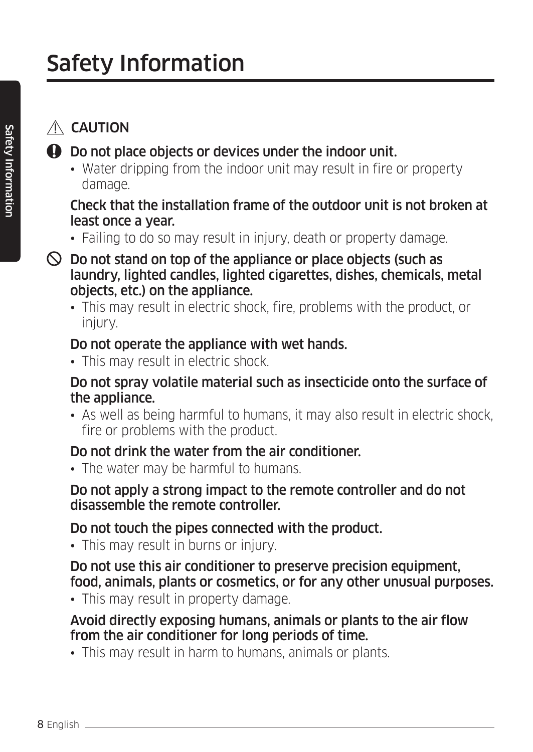# Safety Information

## ⚠ CAUTION

**Do not place objects or devices under the indoor unit.**

- Water dripping from the indoor unit may result in fire or property damage.

**Check that the installation frame of the outdoor unit is not broken at least once a year.**

- Failing to do so may result in injury, death or property damage.

**Do not stand on top of the appliance or place objects (such as laundry, lighted candles, lighted cigarettes, dishes, chemicals, metal objects, etc.) on the appliance.**

- This may result in electric shock, fire, problems with the product, or injury.

**Do not operate the appliance with wet hands.**

- This may result in electric shock.

**Do not spray volatile material such as insecticide onto the surface of the appliance.**

- As well as being harmful to humans, it may also result in electric shock, fire or problems with the product.

**Do not drink the water from the air conditioner.**

- The water may be harmful to humans.

**Do not apply a strong impact to the remote controller and do not disassemble the remote controller.**

**Do not touch the pipes connected with the product.**

- This may result in burns or injury.

**Do not use this air conditioner to preserve precision equipment, food, animals, plants or cosmetics, or for any other unusual purposes.**

- This may result in property damage.

**Avoid directly exposing humans, animals or plants to the air flow from the air conditioner for long periods of time.**

- This may result in harm to humans, animals or plants.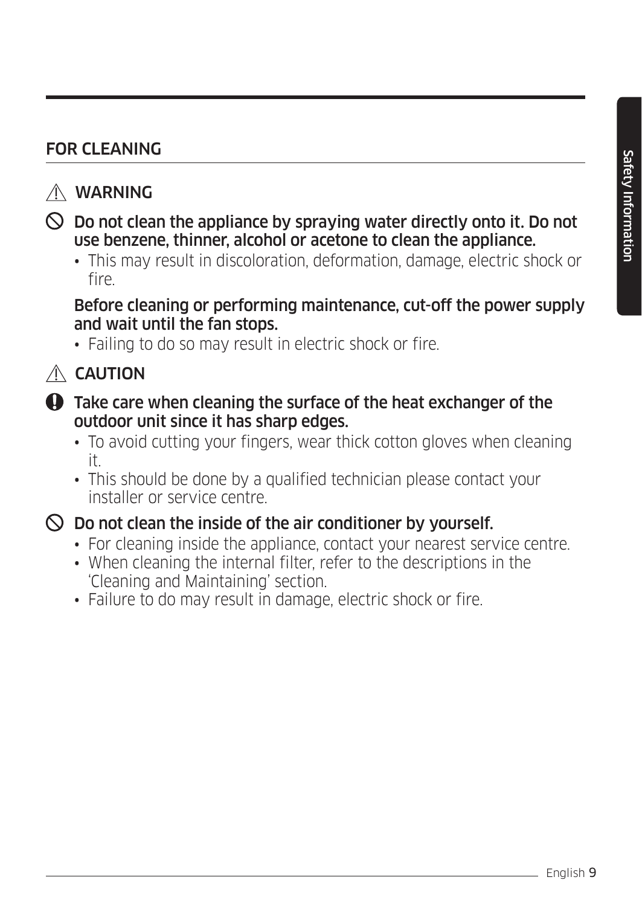## FOR CLEANING

### ⚠ WARNING

**Do not clean the appliance by spraying water directly onto it. Do not use benzene, thinner, alcohol or acetone to clean the appliance.**

- This may result in discoloration, deformation, damage, electric shock or fire.

**Before cleaning or performing maintenance, cut-off the power supply and wait until the fan stops.**

- Failing to do so may result in electric shock or fire.

### ⚠ CAUTION

**Take care when cleaning the surface of the heat exchanger of the outdoor unit since it has sharp edges.**

- To avoid cutting your fingers, wear thick cotton gloves when cleaning it.
- This should be done by a qualified technician please contact your installer or service centre.

**Do not clean the inside of the air conditioner by yourself.**

- For cleaning inside the appliance, contact your nearest service centre.
- When cleaning the internal filter, refer to the descriptions in the 'Cleaning and Maintaining' section.
- Failure to do may result in damage, electric shock or fire.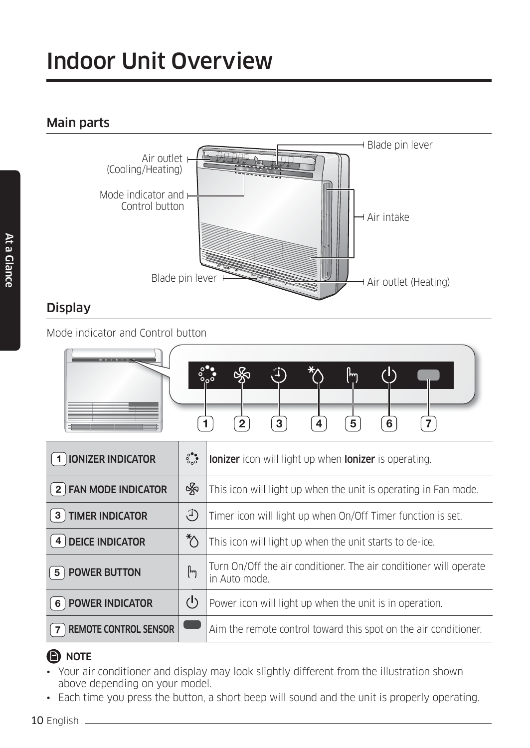# Indoor Unit Overview

## Main parts

Air outlet (Cooling/Heating)

Mode indicator and Control button

Blade pin lever

Blade pin lever

Air intake

Air outlet (Heating)

## Display

Mode indicator and Control button

| | | |
|---|---|---|
| 1 IONIZER INDICATOR | | **Ionizer** icon will light up when **Ionizer** is operating. |
| 2 FAN MODE INDICATOR | | This icon will light up when the unit is operating in Fan mode. |
| 3 TIMER INDICATOR | | Timer icon will light up when On/Off Timer function is set. |
| 4 DEICE INDICATOR | | This icon will light up when the unit starts to de-ice. |
| 5 POWER BUTTON | | Turn On/Off the air conditioner. The air conditioner will operate in Auto mode. |
| 6 POWER INDICATOR | | Power icon will light up when the unit is in operation. |
| 7 REMOTE CONTROL SENSOR | | Aim the remote control toward this spot on the air conditioner. |

**NOTE**

- Your air conditioner and display may look slightly different from the illustration shown above depending on your model.
- Each time you press the button, a short beep will sound and the unit is properly operating.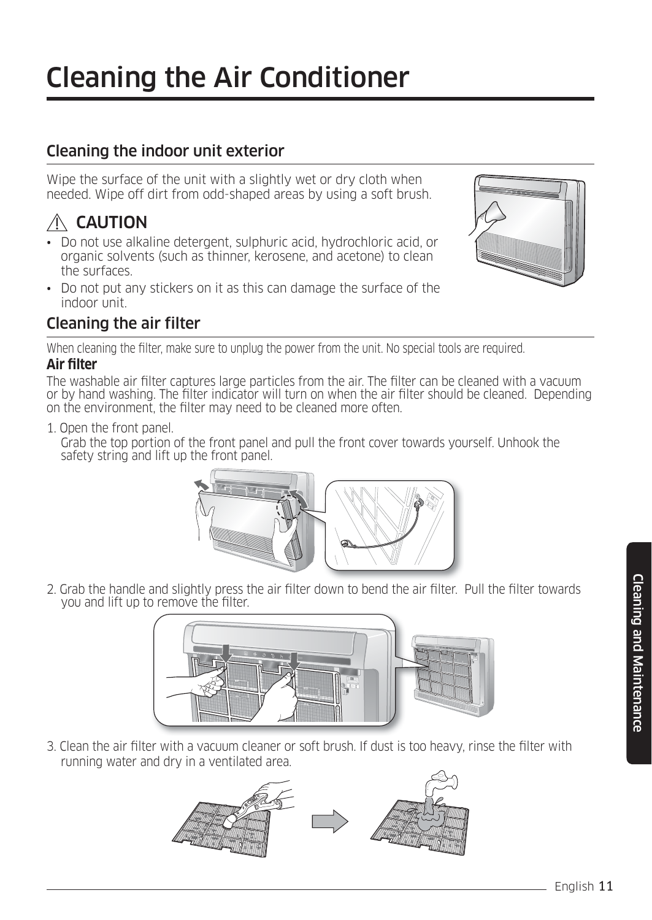# Cleaning the Air Conditioner

## Cleaning the indoor unit exterior

Wipe the surface of the unit with a slightly wet or dry cloth when needed. Wipe off dirt from odd-shaped areas by using a soft brush.

### ⚠ CAUTION

- Do not use alkaline detergent, sulphuric acid, hydrochloric acid, or organic solvents (such as thinner, kerosene, and acetone) to clean the surfaces.
- Do not put any stickers on it as this can damage the surface of the indoor unit.

## Cleaning the air filter

When cleaning the filter, make sure to unplug the power from the unit. No special tools are required.

**Air filter**

The washable air filter captures large particles from the air. The filter can be cleaned with a vacuum or by hand washing. The filter indicator will turn on when the air filter should be cleaned. Depending on the environment, the filter may need to be cleaned more often.

1. Open the front panel.
   Grab the top portion of the front panel and pull the front cover towards yourself. Unhook the safety string and lift up the front panel.
2. Grab the handle and slightly press the air filter down to bend the air filter. Pull the filter towards you and lift up to remove the filter.
3. Clean the air filter with a vacuum cleaner or soft brush. If dust is too heavy, rinse the filter with running water and dry in a ventilated area.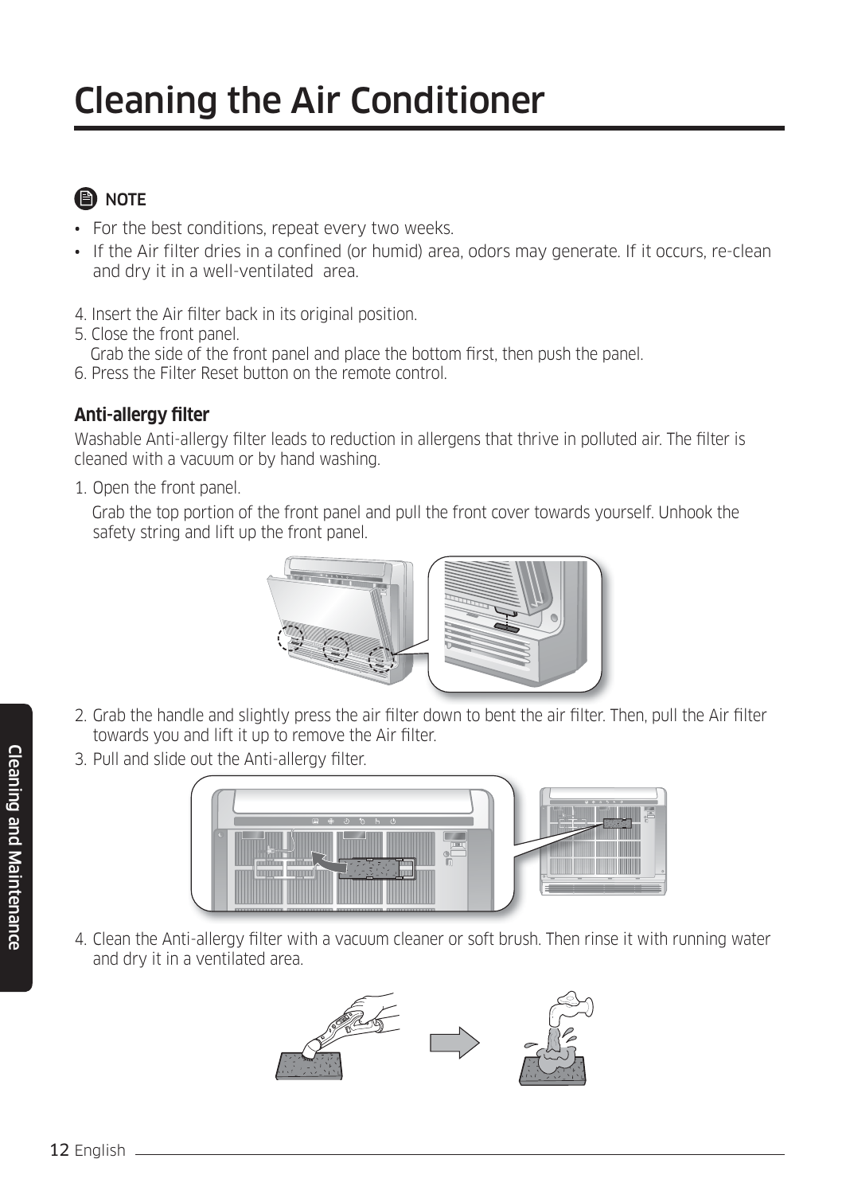# Cleaning the Air Conditioner

**NOTE**

- For the best conditions, repeat every two weeks.
- If the Air filter dries in a confined (or humid) area, odors may generate. If it occurs, re-clean and dry it in a well-ventilated area.

4. Insert the Air filter back in its original position.
5. Close the front panel.
   Grab the side of the front panel and place the bottom first, then push the panel.
6. Press the Filter Reset button on the remote control.

### Anti-allergy filter

Washable Anti-allergy filter leads to reduction in allergens that thrive in polluted air. The filter is cleaned with a vacuum or by hand washing.

1. Open the front panel.
   Grab the top portion of the front panel and pull the front cover towards yourself. Unhook the safety string and lift up the front panel.
2. Grab the handle and slightly press the air filter down to bent the air filter. Then, pull the Air filter towards you and lift it up to remove the Air filter.
3. Pull and slide out the Anti-allergy filter.
4. Clean the Anti-allergy filter with a vacuum cleaner or soft brush. Then rinse it with running water and dry it in a ventilated area.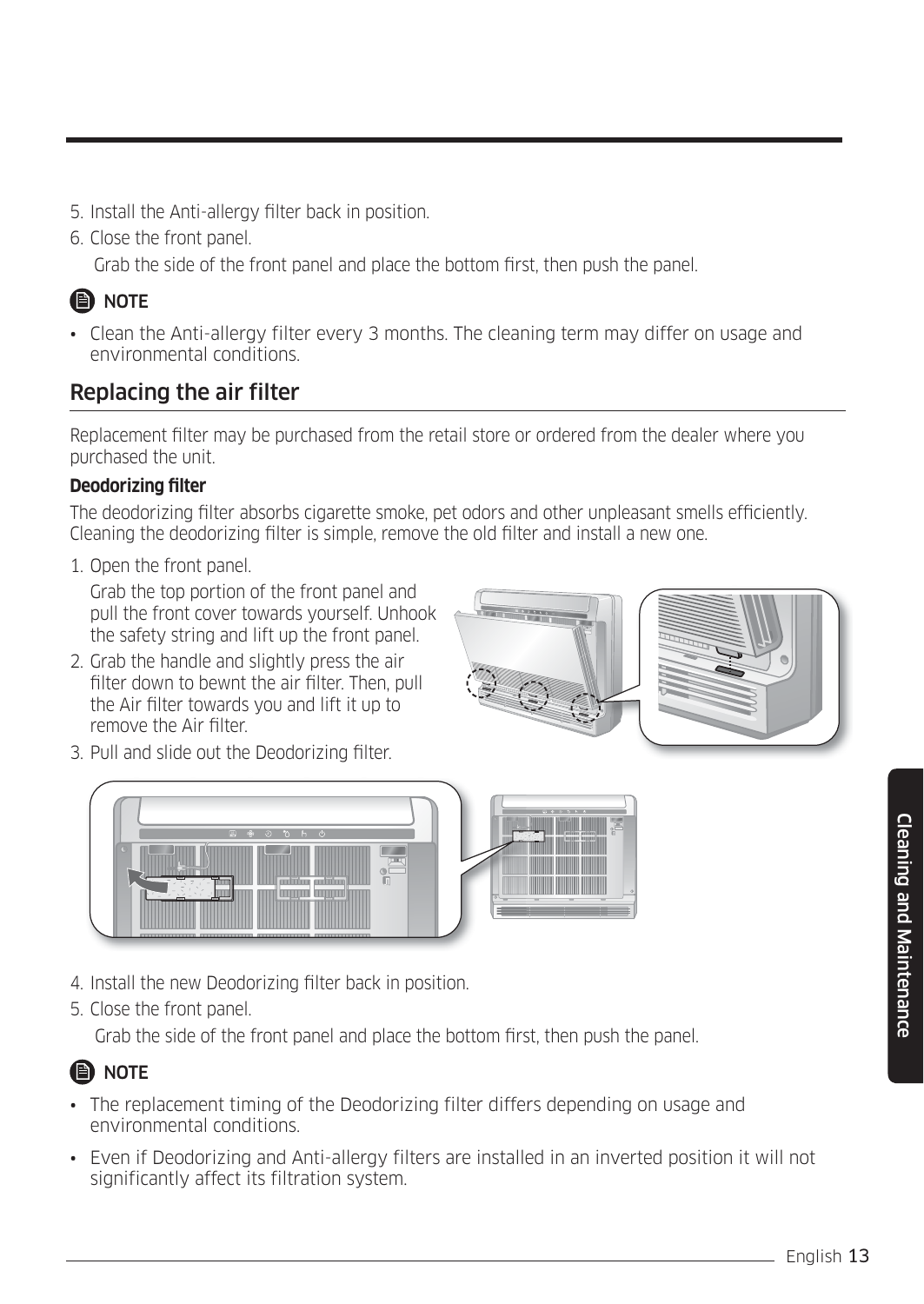5. Install the Anti-allergy filter back in position.
6. Close the front panel.

   Grab the side of the front panel and place the bottom first, then push the panel.

**NOTE**

- Clean the Anti-allergy filter every 3 months. The cleaning term may differ on usage and environmental conditions.

## Replacing the air filter

Replacement filter may be purchased from the retail store or ordered from the dealer where you purchased the unit.

**Deodorizing filter**

The deodorizing filter absorbs cigarette smoke, pet odors and other unpleasant smells efficiently. Cleaning the deodorizing filter is simple, remove the old filter and install a new one.

1. Open the front panel.

   Grab the top portion of the front panel and pull the front cover towards yourself. Unhook the safety string and lift up the front panel.
2. Grab the handle and slightly press the air filter down to bewnt the air filter. Then, pull the Air filter towards you and lift it up to remove the Air filter.
3. Pull and slide out the Deodorizing filter.
4. Install the new Deodorizing filter back in position.
5. Close the front panel.

   Grab the side of the front panel and place the bottom first, then push the panel.

**NOTE**

- The replacement timing of the Deodorizing filter differs depending on usage and environmental conditions.
- Even if Deodorizing and Anti-allergy filters are installed in an inverted position it will not significantly affect its filtration system.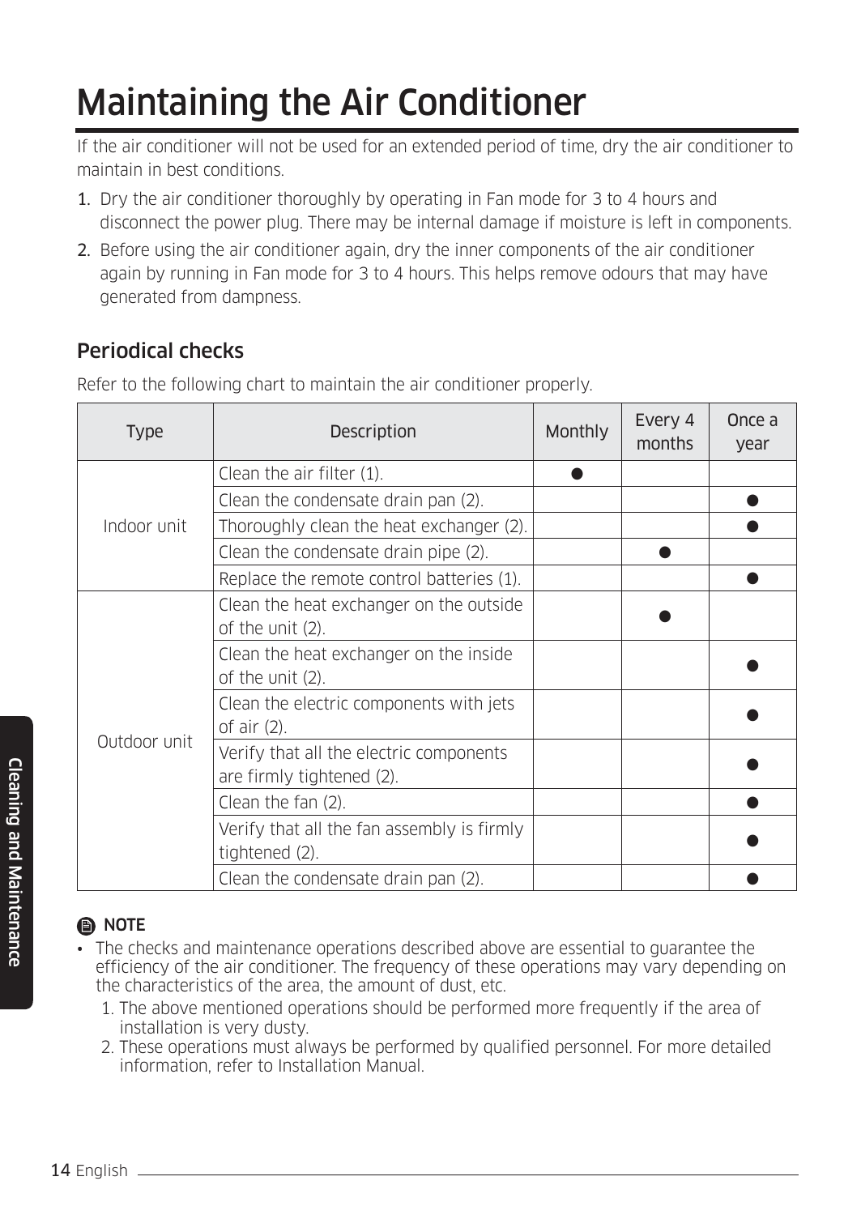# Maintaining the Air Conditioner

If the air conditioner will not be used for an extended period of time, dry the air conditioner to maintain in best conditions.

1. Dry the air conditioner thoroughly by operating in Fan mode for 3 to 4 hours and disconnect the power plug. There may be internal damage if moisture is left in components.
2. Before using the air conditioner again, dry the inner components of the air conditioner again by running in Fan mode for 3 to 4 hours. This helps remove odours that may have generated from dampness.

## Periodical checks

Refer to the following chart to maintain the air conditioner properly.

| Type | Description | Monthly | Every 4 months | Once a year |
|---|---|---|---|---|
| Indoor unit | Clean the air filter (1). | ● | | |
| | Clean the condensate drain pan (2). | | | ● |
| | Thoroughly clean the heat exchanger (2). | | | ● |
| | Clean the condensate drain pipe (2). | | ● | |
| | Replace the remote control batteries (1). | | | ● |
| Outdoor unit | Clean the heat exchanger on the outside of the unit (2). | | ● | |
| | Clean the heat exchanger on the inside of the unit (2). | | | ● |
| | Clean the electric components with jets of air (2). | | | ● |
| | Verify that all the electric components are firmly tightened (2). | | | ● |
| | Clean the fan (2). | | | ● |
| | Verify that all the fan assembly is firmly tightened (2). | | | ● |
| | Clean the condensate drain pan (2). | | | ● |

**NOTE**

- The checks and maintenance operations described above are essential to guarantee the efficiency of the air conditioner. The frequency of these operations may vary depending on the characteristics of the area, the amount of dust, etc.
  1. The above mentioned operations should be performed more frequently if the area of installation is very dusty.
  2. These operations must always be performed by qualified personnel. For more detailed information, refer to Installation Manual.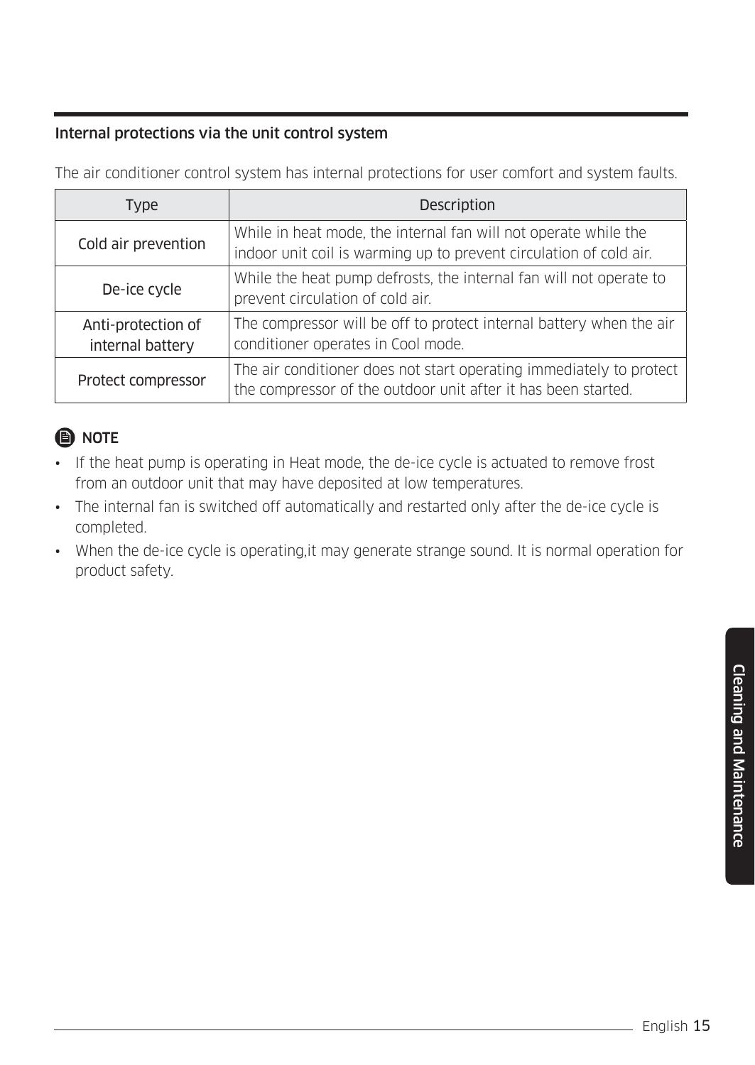### Internal protections via the unit control system

The air conditioner control system has internal protections for user comfort and system faults.

| Type | Description |
| --- | --- |
| Cold air prevention | While in heat mode, the internal fan will not operate while the indoor unit coil is warming up to prevent circulation of cold air. |
| De-ice cycle | While the heat pump defrosts, the internal fan will not operate to prevent circulation of cold air. |
| Anti-protection of internal battery | The compressor will be off to protect internal battery when the air conditioner operates in Cool mode. |
| Protect compressor | The air conditioner does not start operating immediately to protect the compressor of the outdoor unit after it has been started. |

**NOTE**

- If the heat pump is operating in Heat mode, the de-ice cycle is actuated to remove frost from an outdoor unit that may have deposited at low temperatures.
- The internal fan is switched off automatically and restarted only after the de-ice cycle is completed.
- When the de-ice cycle is operating,it may generate strange sound. It is normal operation for product safety.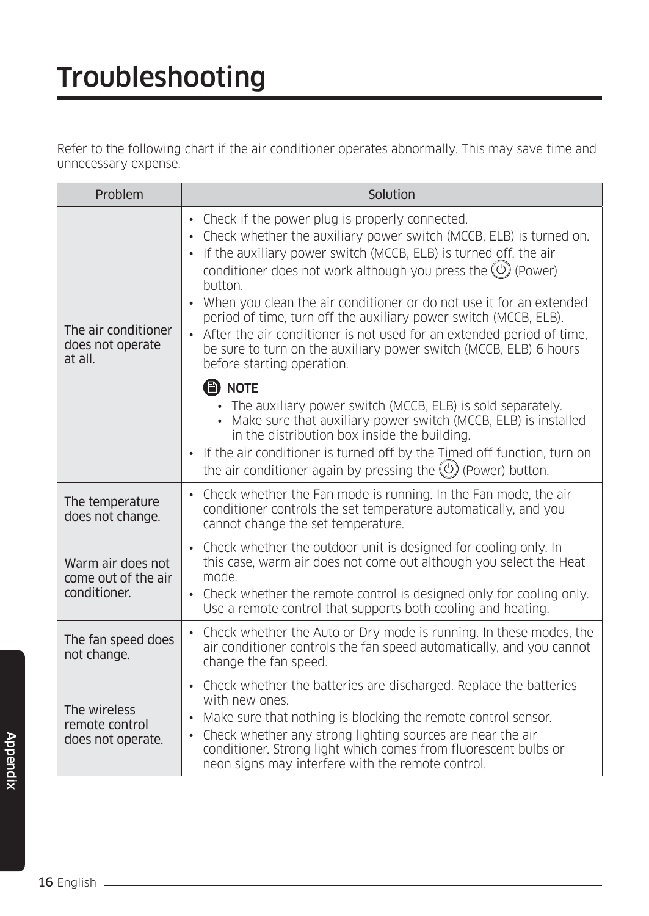# Troubleshooting

Refer to the following chart if the air conditioner operates abnormally. This may save time and unnecessary expense.

| Problem | Solution |
| --- | --- |
| The air conditioner does not operate at all. | • Check if the power plug is properly connected.<br>• Check whether the auxiliary power switch (MCCB, ELB) is turned on.<br>• If the auxiliary power switch (MCCB, ELB) is turned off, the air conditioner does not work although you press the (Power) button.<br>• When you clean the air conditioner or do not use it for an extended period of time, turn off the auxiliary power switch (MCCB, ELB).<br>• After the air conditioner is not used for an extended period of time, be sure to turn on the auxiliary power switch (MCCB, ELB) 6 hours before starting operation.<br>**NOTE**<br>• The auxiliary power switch (MCCB, ELB) is sold separately.<br>• Make sure that auxiliary power switch (MCCB, ELB) is installed in the distribution box inside the building.<br>• If the air conditioner is turned off by the Timed off function, turn on the air conditioner again by pressing the (Power) button. |
| The temperature does not change. | • Check whether the Fan mode is running. In the Fan mode, the air conditioner controls the set temperature automatically, and you cannot change the set temperature. |
| Warm air does not come out of the air conditioner. | • Check whether the outdoor unit is designed for cooling only. In this case, warm air does not come out although you select the Heat mode.<br>• Check whether the remote control is designed only for cooling only. Use a remote control that supports both cooling and heating. |
| The fan speed does not change. | • Check whether the Auto or Dry mode is running. In these modes, the air conditioner controls the fan speed automatically, and you cannot change the fan speed. |
| The wireless remote control does not operate. | • Check whether the batteries are discharged. Replace the batteries with new ones.<br>• Make sure that nothing is blocking the remote control sensor.<br>• Check whether any strong lighting sources are near the air conditioner. Strong light which comes from fluorescent bulbs or neon signs may interfere with the remote control. |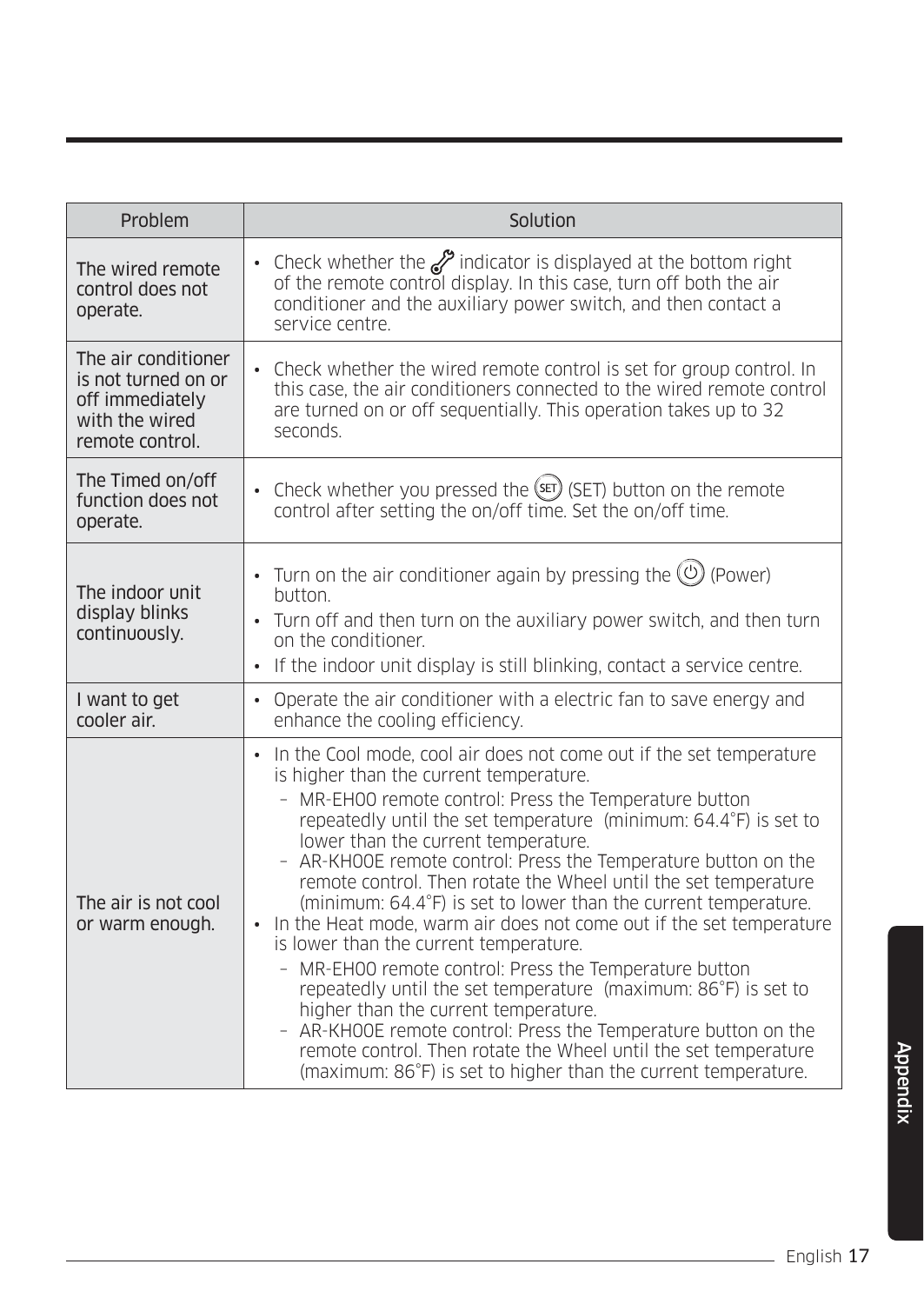| Problem | Solution |
|---|---|
| The wired remote control does not operate. | • Check whether the indicator is displayed at the bottom right of the remote control display. In this case, turn off both the air conditioner and the auxiliary power switch, and then contact a service centre. |
| The air conditioner is not turned on or off immediately with the wired remote control. | • Check whether the wired remote control is set for group control. In this case, the air conditioners connected to the wired remote control are turned on or off sequentially. This operation takes up to 32 seconds. |
| The Timed on/off function does not operate. | • Check whether you pressed the (SET) button on the remote control after setting the on/off time. Set the on/off time. |
| The indoor unit display blinks continuously. | • Turn on the air conditioner again by pressing the (Power) button.<br>• Turn off and then turn on the auxiliary power switch, and then turn on the conditioner.<br>• If the indoor unit display is still blinking, contact a service centre. |
| I want to get cooler air. | • Operate the air conditioner with a electric fan to save energy and enhance the cooling efficiency. |
| The air is not cool or warm enough. | • In the Cool mode, cool air does not come out if the set temperature is higher than the current temperature.<br>– MR-EH00 remote control: Press the Temperature button repeatedly until the set temperature (minimum: 64.4°F) is set to lower than the current temperature.<br>– AR-KH00E remote control: Press the Temperature button on the remote control. Then rotate the Wheel until the set temperature (minimum: 64.4°F) is set to lower than the current temperature.<br>• In the Heat mode, warm air does not come out if the set temperature is lower than the current temperature.<br>– MR-EH00 remote control: Press the Temperature button repeatedly until the set temperature (maximum: 86°F) is set to higher than the current temperature.<br>– AR-KH00E remote control: Press the Temperature button on the remote control. Then rotate the Wheel until the set temperature (maximum: 86°F) is set to higher than the current temperature. |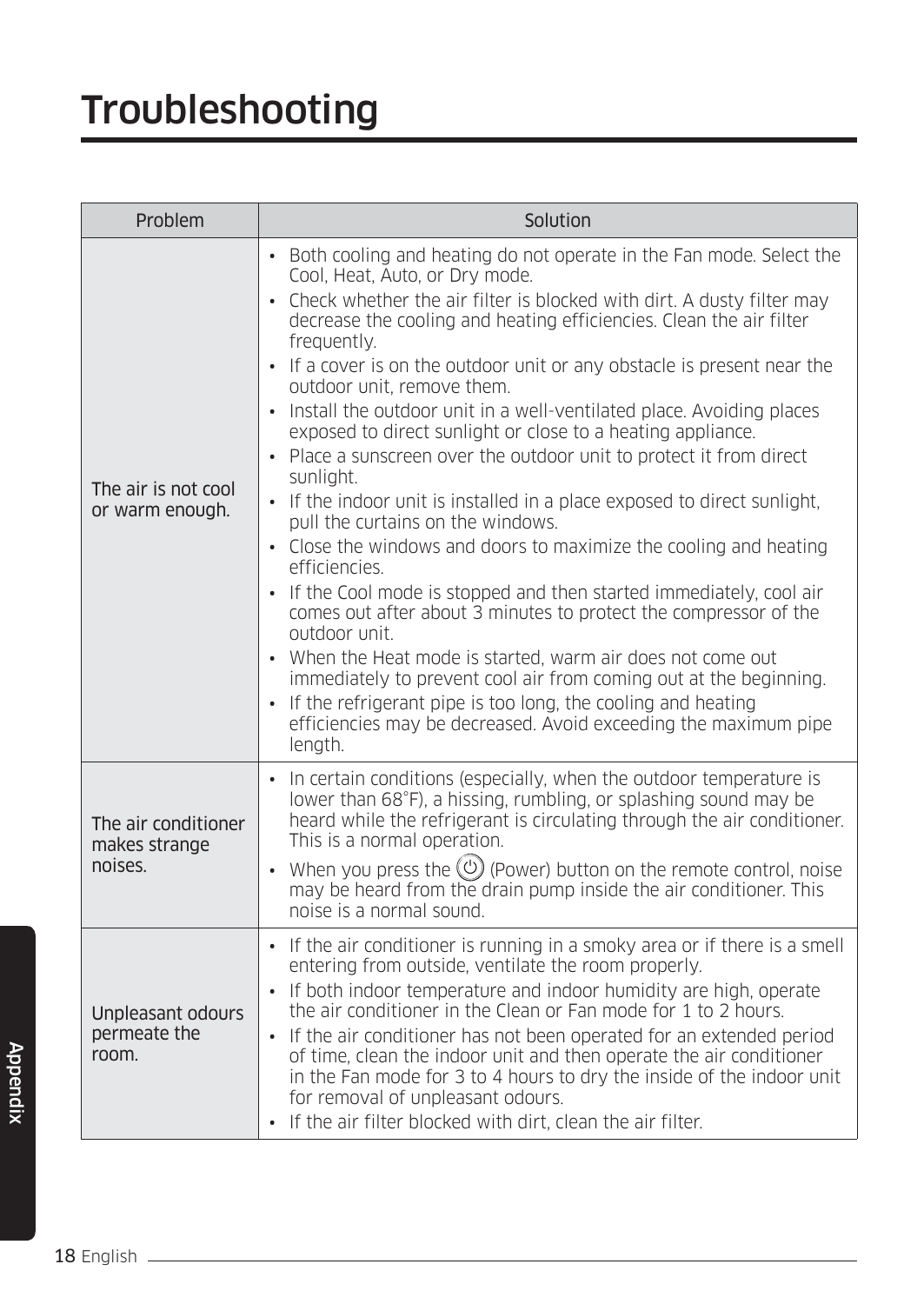# Troubleshooting

| Problem | Solution |
| --- | --- |
| The air is not cool or warm enough. | • Both cooling and heating do not operate in the Fan mode. Select the Cool, Heat, Auto, or Dry mode.<br>• Check whether the air filter is blocked with dirt. A dusty filter may decrease the cooling and heating efficiencies. Clean the air filter frequently.<br>• If a cover is on the outdoor unit or any obstacle is present near the outdoor unit, remove them.<br>• Install the outdoor unit in a well-ventilated place. Avoiding places exposed to direct sunlight or close to a heating appliance.<br>• Place a sunscreen over the outdoor unit to protect it from direct sunlight.<br>• If the indoor unit is installed in a place exposed to direct sunlight, pull the curtains on the windows.<br>• Close the windows and doors to maximize the cooling and heating efficiencies.<br>• If the Cool mode is stopped and then started immediately, cool air comes out after about 3 minutes to protect the compressor of the outdoor unit.<br>• When the Heat mode is started, warm air does not come out immediately to prevent cool air from coming out at the beginning.<br>• If the refrigerant pipe is too long, the cooling and heating efficiencies may be decreased. Avoid exceeding the maximum pipe length. |
| The air conditioner makes strange noises. | • In certain conditions (especially, when the outdoor temperature is lower than 68°F), a hissing, rumbling, or splashing sound may be heard while the refrigerant is circulating through the air conditioner. This is a normal operation.<br>• When you press the (Power) button on the remote control, noise may be heard from the drain pump inside the air conditioner. This noise is a normal sound. |
| Unpleasant odours permeate the room. | • If the air conditioner is running in a smoky area or if there is a smell entering from outside, ventilate the room properly.<br>• If both indoor temperature and indoor humidity are high, operate the air conditioner in the Clean or Fan mode for 1 to 2 hours.<br>• If the air conditioner has not been operated for an extended period of time, clean the indoor unit and then operate the air conditioner in the Fan mode for 3 to 4 hours to dry the inside of the indoor unit for removal of unpleasant odours.<br>• If the air filter blocked with dirt, clean the air filter. |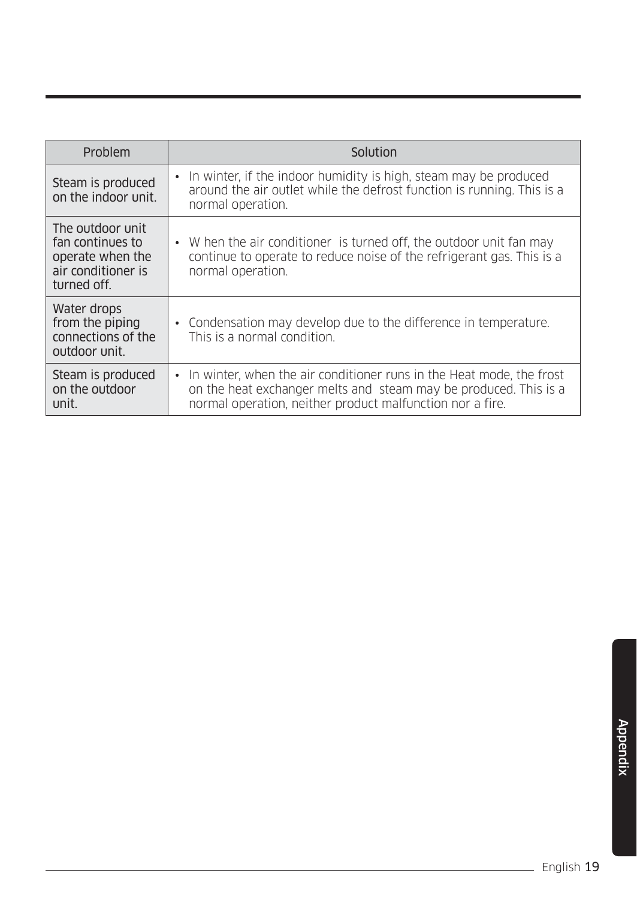| Problem | Solution |
|---|---|
| Steam is produced on the indoor unit. | • In winter, if the indoor humidity is high, steam may be produced around the air outlet while the defrost function is running. This is a normal operation. |
| The outdoor unit fan continues to operate when the air conditioner is turned off. | • W hen the air conditioner  is turned off, the outdoor unit fan may continue to operate to reduce noise of the refrigerant gas. This is a normal operation. |
| Water drops from the piping connections of the outdoor unit. | • Condensation may develop due to the difference in temperature. This is a normal condition. |
| Steam is produced on the outdoor unit. | • In winter, when the air conditioner runs in the Heat mode, the frost on the heat exchanger melts and  steam may be produced. This is a normal operation, neither product malfunction nor a fire. |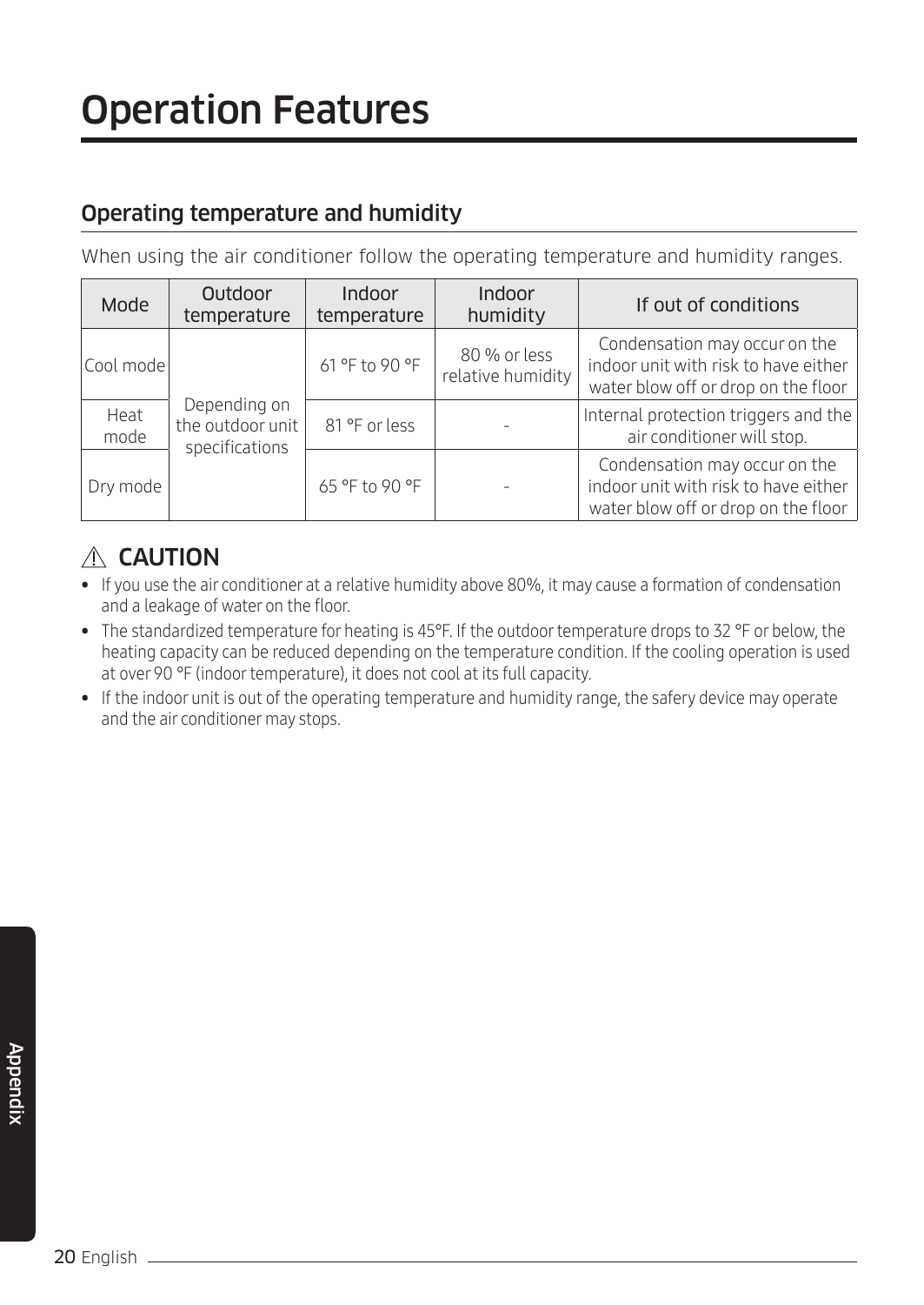# Operation Features

## Operating temperature and humidity

When using the air conditioner follow the operating temperature and humidity ranges.

| Mode | Outdoor temperature | Indoor temperature | Indoor humidity | If out of conditions |
|---|---|---|---|---|
| Cool mode | Depending on the outdoor unit specifications | 61 °F to 90 °F | 80 % or less relative humidity | Condensation may occur on the indoor unit with risk to have either water blow off or drop on the floor |
| Heat mode | | 81 °F or less | - | Internal protection triggers and the air conditioner will stop. |
| Dry mode | | 65 °F to 90 °F | - | Condensation may occur on the indoor unit with risk to have either water blow off or drop on the floor |

### ⚠ CAUTION

- If you use the air conditioner at a relative humidity above 80%, it may cause a formation of condensation and a leakage of water on the floor.
- The standardized temperature for heating is 45°F. If the outdoor temperature drops to 32 °F or below, the heating capacity can be reduced depending on the temperature condition. If the cooling operation is used at over 90 °F (indoor temperature), it does not cool at its full capacity.
- If the indoor unit is out of the operating temperature and humidity range, the safery device may operate and the air conditioner may stops.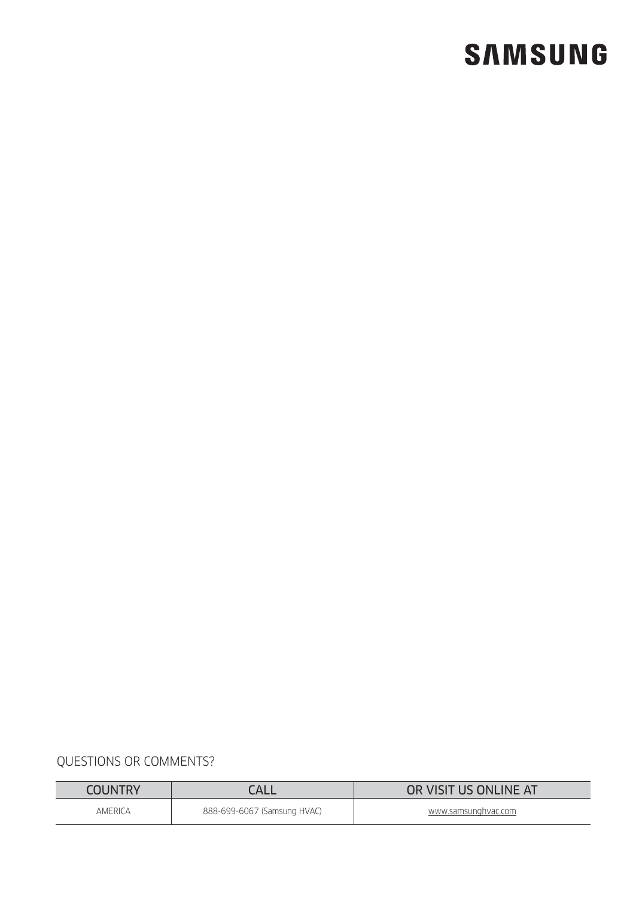SAMSUNG

QUESTIONS OR COMMENTS?

| COUNTRY | CALL | OR VISIT US ONLINE AT |
|---|---|---|
| AMERICA | 888-699-6067 (Samsung HVAC) | www.samsunghvac.com |